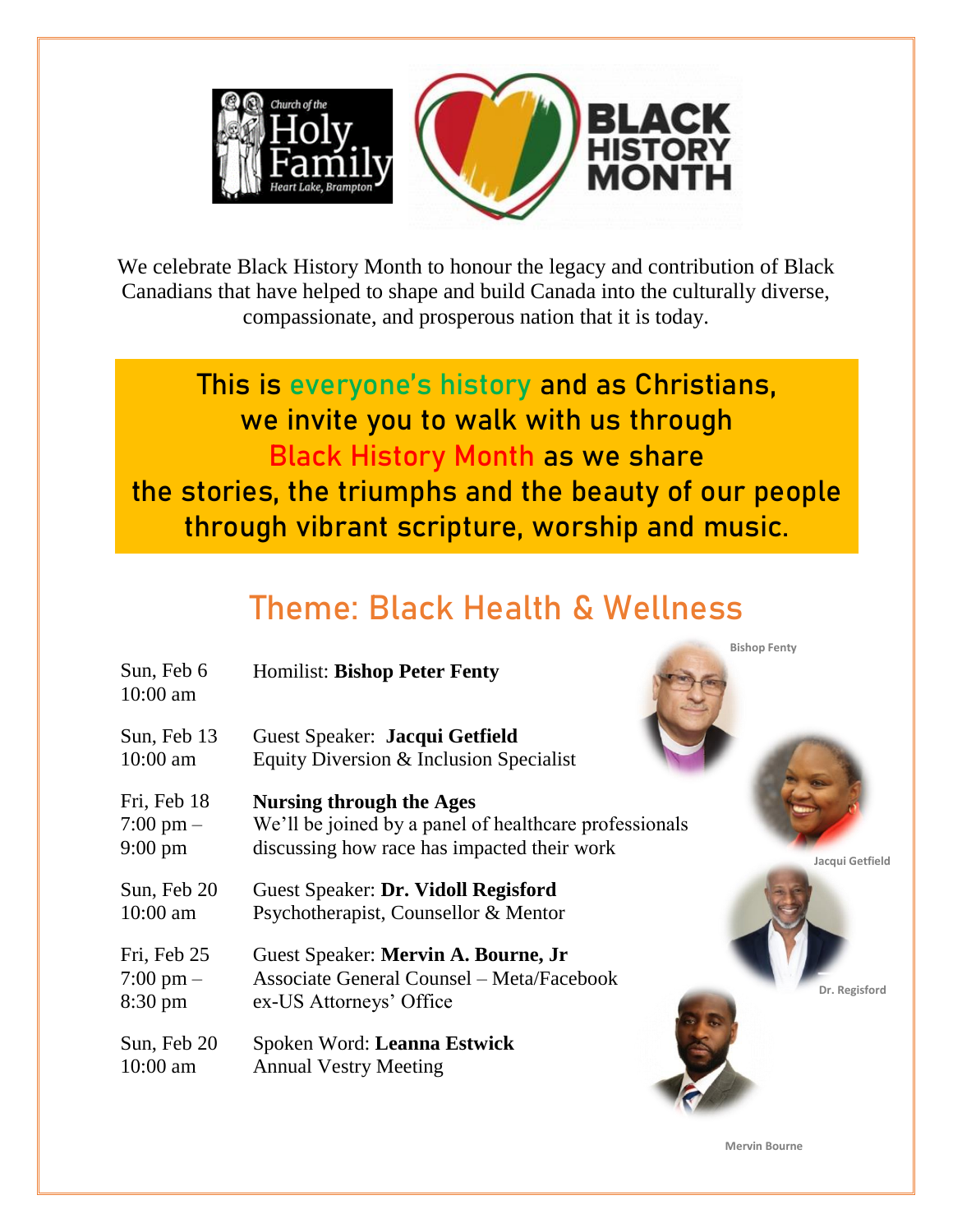Church of the Holy Family
Heart Lake, Brampton

# BLACK HISTORY MONTH

We celebrate Black History Month to honour the legacy and contribution of Black Canadians that have helped to shape and build Canada into the culturally diverse, compassionate, and prosperous nation that it is today.

**This is everyone's history and as Christians, we invite you to walk with us through Black History Month as we share the stories, the triumphs and the beauty of our people through vibrant scripture, worship and music.**

## Theme: Black Health & Wellness

| | |
|---|---|
| Sun, Feb 6<br>10:00 am | Homilist: **Bishop Peter Fenty** |
| Sun, Feb 13<br>10:00 am | Guest Speaker: **Jacqui Getfield**<br>Equity Diversion & Inclusion Specialist |
| Fri, Feb 18<br>7:00 pm – 9:00 pm | **Nursing through the Ages**<br>We'll be joined by a panel of healthcare professionals discussing how race has impacted their work |
| Sun, Feb 20<br>10:00 am | Guest Speaker: **Dr. Vidoll Regisford**<br>Psychotherapist, Counsellor & Mentor |
| Fri, Feb 25<br>7:00 pm – 8:30 pm | Guest Speaker: **Mervin A. Bourne, Jr**<br>Associate General Counsel – Meta/Facebook<br>ex-US Attorneys' Office |
| Sun, Feb 20<br>10:00 am | Spoken Word: **Leanna Estwick**<br>Annual Vestry Meeting |

Bishop Fenty

Jacqui Getfield

Dr. Regisford

Mervin Bourne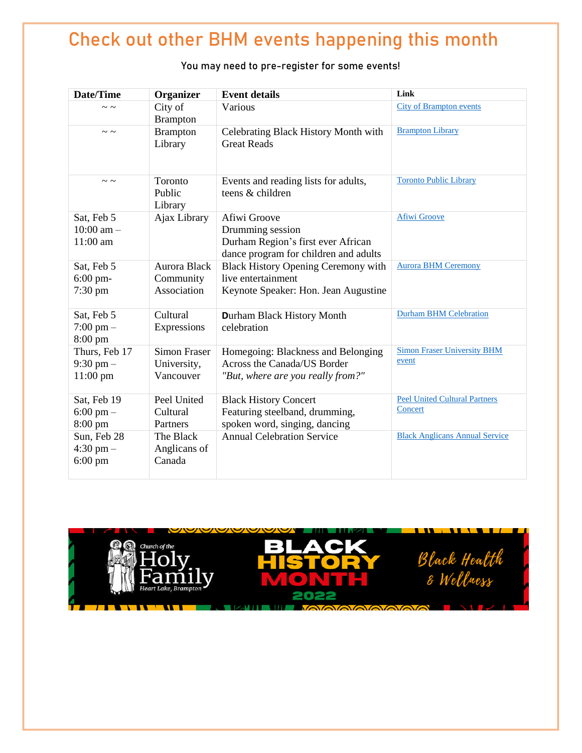# Check out other BHM events happening this month

**You may need to pre-register for some events!**

| Date/Time | Organizer | Event details | Link |
|---|---|---|---|
| ~ ~ | City of Brampton | Various | City of Brampton events |
| ~ ~ | Brampton Library | Celebrating Black History Month with Great Reads | Brampton Library |
| ~ ~ | Toronto Public Library | Events and reading lists for adults, teens & children | Toronto Public Library |
| Sat, Feb 5 10:00 am – 11:00 am | Ajax Library | Afiwi Groove Drumming session Durham Region's first ever African dance program for children and adults | Afiwi Groove |
| Sat, Feb 5 6:00 pm- 7:30 pm | Aurora Black Community Association | Black History Opening Ceremony with live entertainment Keynote Speaker: Hon. Jean Augustine | Aurora BHM Ceremony |
| Sat, Feb 5 7:00 pm – 8:00 pm | Cultural Expressions | **D**urham Black History Month celebration | Durham BHM Celebration |
| Thurs, Feb 17 9:30 pm – 11:00 pm | Simon Fraser University, Vancouver | Homegoing: Blackness and Belonging Across the Canada/US Border *"But, where are you really from?"* | Simon Fraser University BHM event |
| Sat, Feb 19 6:00 pm – 8:00 pm | Peel United Cultural Partners | Black History Concert Featuring steelband, drumming, spoken word, singing, dancing | Peel United Cultural Partners Concert |
| Sun, Feb 28 4:30 pm – 6:00 pm | The Black Anglicans of Canada | Annual Celebration Service | Black Anglicans Annual Service |

Church of the Holy Family Heart Lake, Brampton

BLACK HISTORY MONTH 2022

Black Health & Wellness